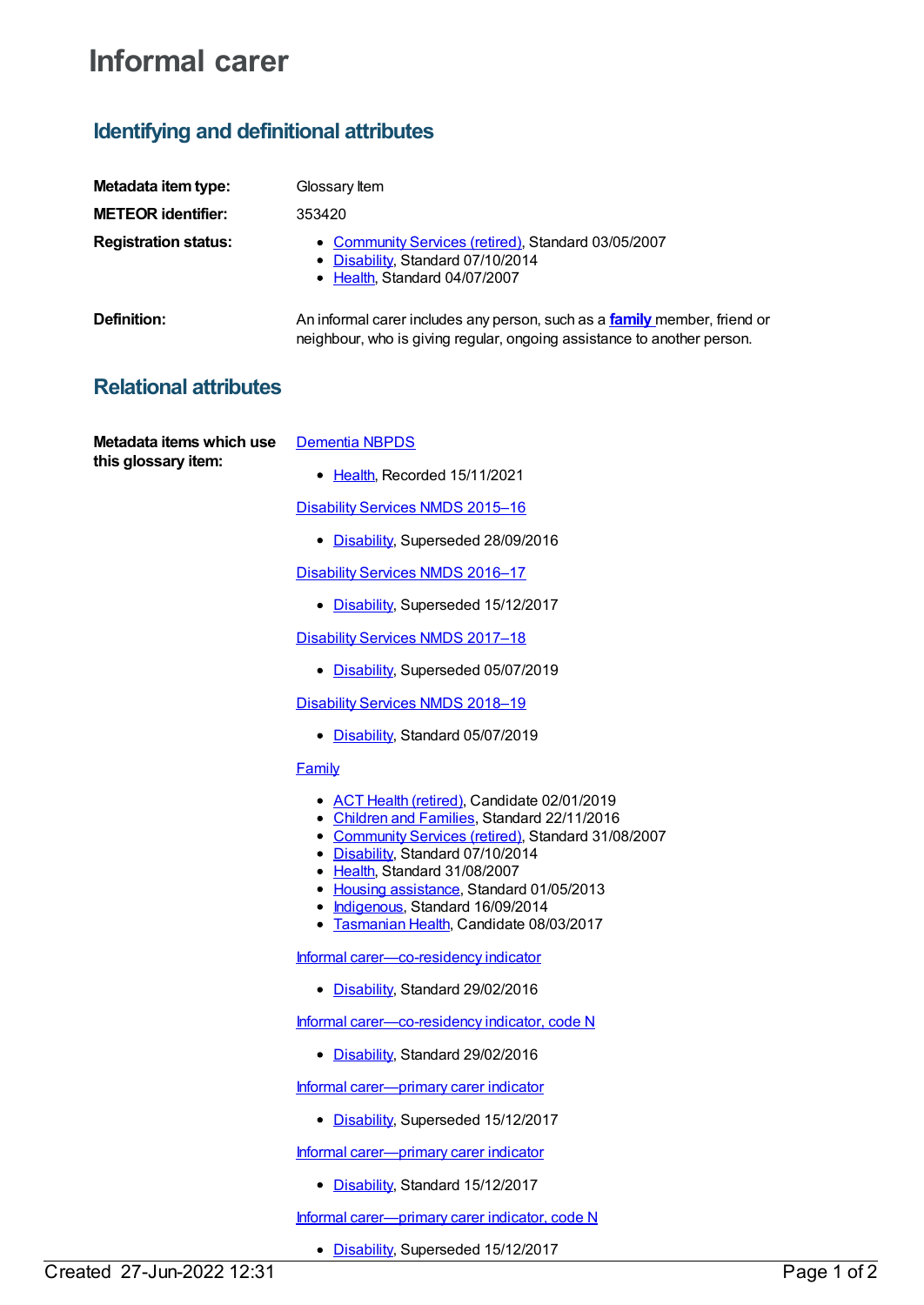# Informal carer

## Identifying and definitional attributes

| | |
|---|---|
| **Metadata item type:** | Glossary Item |
| **METEOR identifier:** | 353420 |
| **Registration status:** | • Community Services (retired), Standard 03/05/2007<br>• Disability, Standard 07/10/2014<br>• Health, Standard 04/07/2007 |
| **Definition:** | An informal carer includes any person, such as a **family** member, friend or neighbour, who is giving regular, ongoing assistance to another person. |

## Relational attributes

**Metadata items which use this glossary item:**

Dementia NBPDS

- Health, Recorded 15/11/2021

Disability Services NMDS 2015–16

- Disability, Superseded 28/09/2016

Disability Services NMDS 2016–17

- Disability, Superseded 15/12/2017

Disability Services NMDS 2017–18

- Disability, Superseded 05/07/2019

Disability Services NMDS 2018–19

- Disability, Standard 05/07/2019

Family

- ACT Health (retired), Candidate 02/01/2019
- Children and Families, Standard 22/11/2016
- Community Services (retired), Standard 31/08/2007
- Disability, Standard 07/10/2014
- Health, Standard 31/08/2007
- Housing assistance, Standard 01/05/2013
- Indigenous, Standard 16/09/2014
- Tasmanian Health, Candidate 08/03/2017

Informal carer—co-residency indicator

- Disability, Standard 29/02/2016

Informal carer—co-residency indicator, code N

- Disability, Standard 29/02/2016

Informal carer—primary carer indicator

- Disability, Superseded 15/12/2017

Informal carer—primary carer indicator

- Disability, Standard 15/12/2017

Informal carer—primary carer indicator, code N

- Disability, Superseded 15/12/2017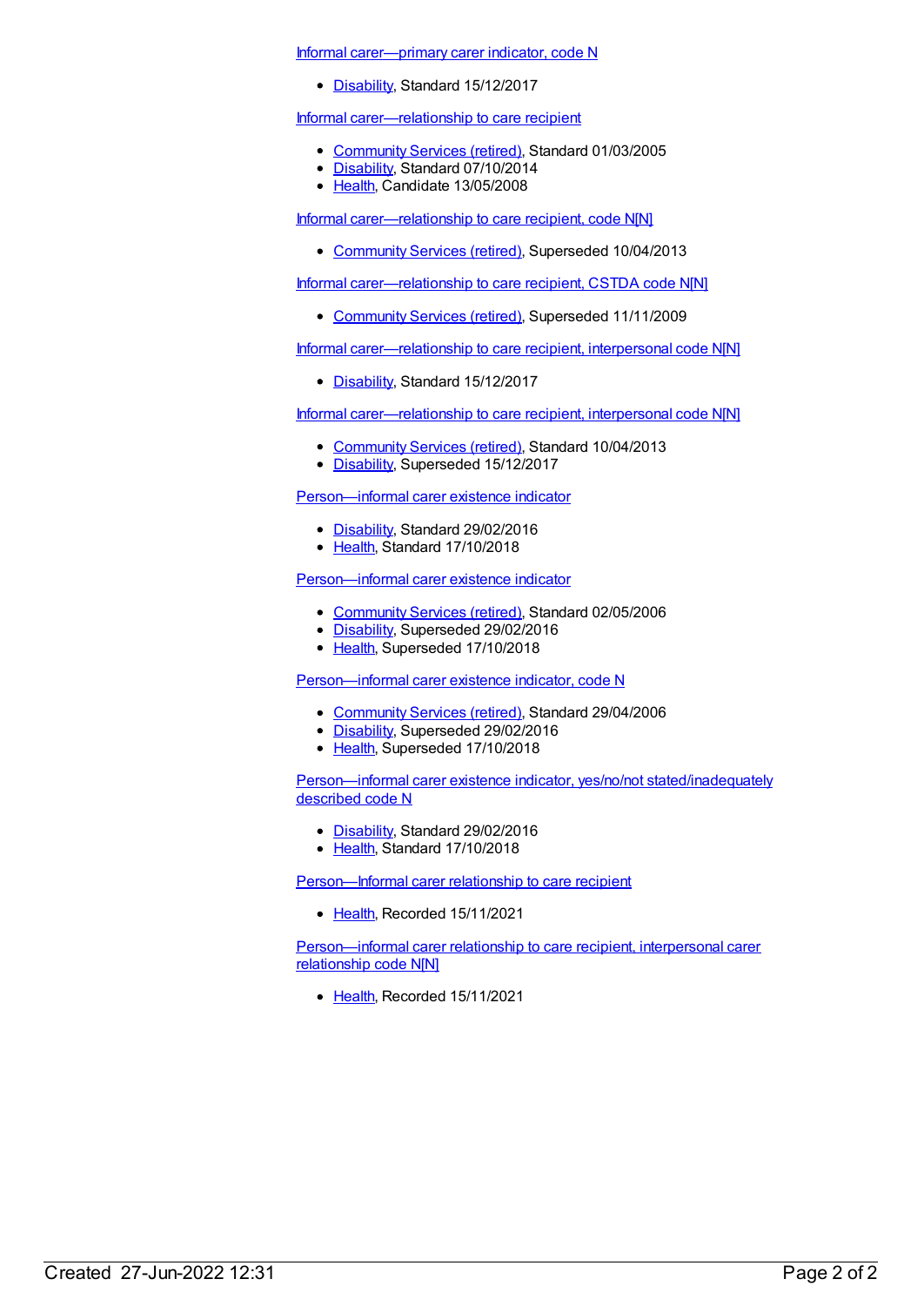Informal carer—primary carer indicator, code N

- Disability, Standard 15/12/2017

Informal carer—relationship to care recipient

- Community Services (retired), Standard 01/03/2005
- Disability, Standard 07/10/2014
- Health, Candidate 13/05/2008

Informal carer—relationship to care recipient, code N[N]

- Community Services (retired), Superseded 10/04/2013

Informal carer—relationship to care recipient, CSTDA code N[N]

- Community Services (retired), Superseded 11/11/2009

Informal carer—relationship to care recipient, interpersonal code N[N]

- Disability, Standard 15/12/2017

Informal carer—relationship to care recipient, interpersonal code N[N]

- Community Services (retired), Standard 10/04/2013
- Disability, Superseded 15/12/2017

Person—informal carer existence indicator

- Disability, Standard 29/02/2016
- Health, Standard 17/10/2018

Person—informal carer existence indicator

- Community Services (retired), Standard 02/05/2006
- Disability, Superseded 29/02/2016
- Health, Superseded 17/10/2018

Person—informal carer existence indicator, code N

- Community Services (retired), Standard 29/04/2006
- Disability, Superseded 29/02/2016
- Health, Superseded 17/10/2018

Person—informal carer existence indicator, yes/no/not stated/inadequately described code N

- Disability, Standard 29/02/2016
- Health, Standard 17/10/2018

Person—Informal carer relationship to care recipient

- Health, Recorded 15/11/2021

Person—informal carer relationship to care recipient, interpersonal carer relationship code N[N]

- Health, Recorded 15/11/2021